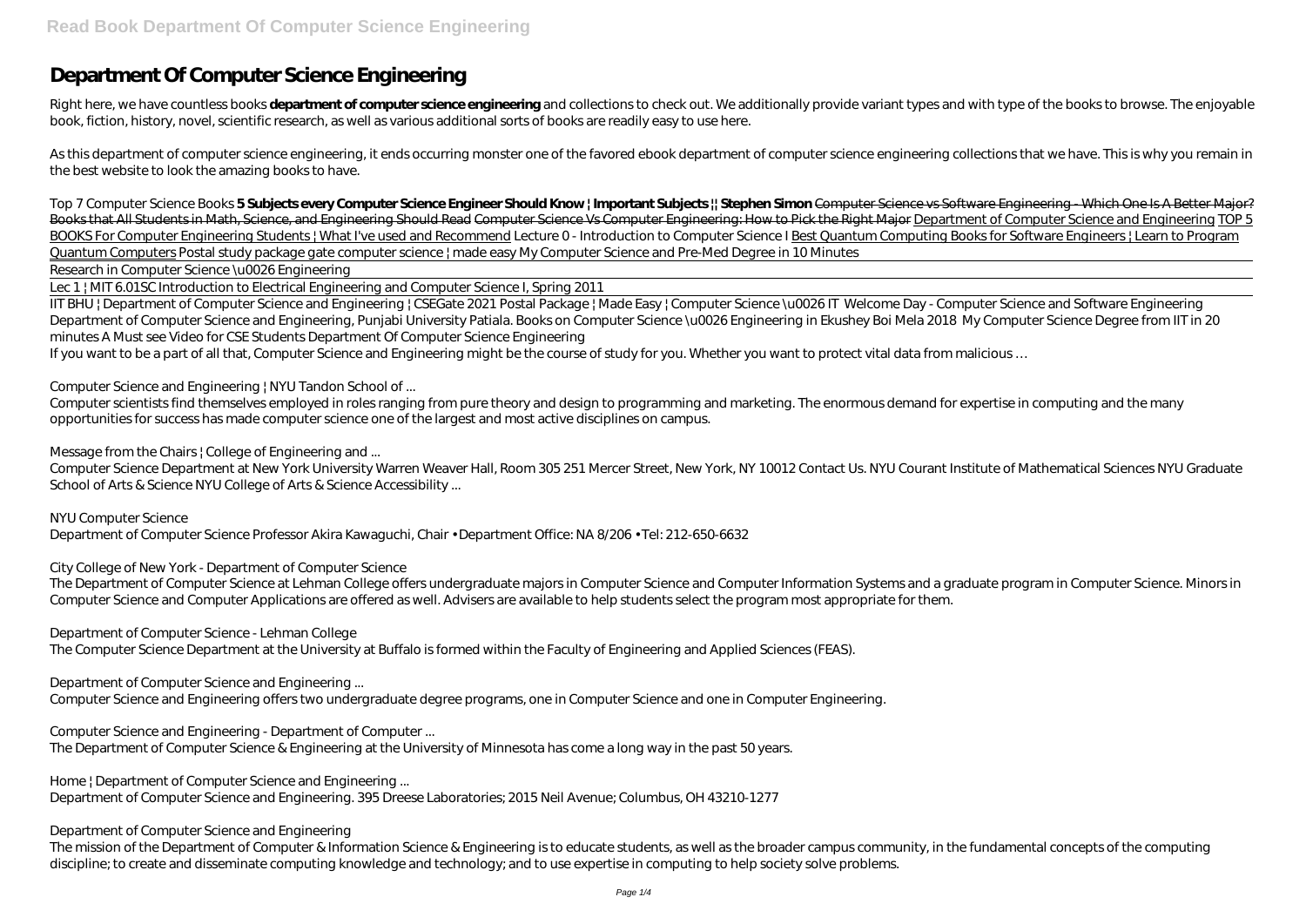# Department Of Computer Science Engineering

Right here, we have countless books **department of computer science engineering** and collections to check out. We additionally provide variant types and with type of the books to browse. The enjoyable book, fiction, history, novel, scientific research, as well as various additional sorts of books are readily easy to use here.

As this department of computer science engineering, it ends occurring monster one of the favored ebook department of computer science engineering collections that we have. This is why you remain in the best website to look the amazing books to have.

*Top 7 Computer Science Books* **5 Subjects every Computer Science Engineer Should Know | Important Subjects || Stephen Simon** Computer Science vs Software Engineering - Which One Is A Better Major? Books that All Students in Math, Science, and Engineering Should Read Computer Science Vs Computer Engineering: How to Pick the Right Major Department of Computer Science and Engineering TOP 5 BOOKS For Computer Engineering Students | What I've used and Recommend *Lecture 0 - Introduction to Computer Science I* Best Quantum Computing Books for Software Engineers | Learn to Program Quantum Computers *Postal study package gate computer science | made easy My Computer Science and Pre-Med Degree in 10 Minutes*

Research in Computer Science \u0026 Engineering

Lec 1 | MIT 6.01SC Introduction to Electrical Engineering and Computer Science I, Spring 2011

IIT BHU | Department of Computer Science and Engineering | CSEGate 2021 Postal Package | Made Easy | Computer Science \u0026 IT *Welcome Day - Computer Science and Software Engineering* *Department of Computer Science and Engineering, Punjabi University Patiala.* *Books on Computer Science \u0026 Engineering in Ekushey Boi Mela 2018* *My Computer Science Degree from IIT in 20 minutes A Must see Video for CSE Students* *Department Of Computer Science Engineering*

If you want to be a part of all that, Computer Science and Engineering might be the course of study for you. Whether you want to protect vital data from malicious …

*Computer Science and Engineering | NYU Tandon School of ...*

Computer scientists find themselves employed in roles ranging from pure theory and design to programming and marketing. The enormous demand for expertise in computing and the many opportunities for success has made computer science one of the largest and most active disciplines on campus.

*Message from the Chairs | College of Engineering and ...*

Computer Science Department at New York University Warren Weaver Hall, Room 305 251 Mercer Street, New York, NY 10012 Contact Us. NYU Courant Institute of Mathematical Sciences NYU Graduate School of Arts & Science NYU College of Arts & Science Accessibility ...

*NYU Computer Science*

Department of Computer Science Professor Akira Kawaguchi, Chair • Department Office: NA 8/206 • Tel: 212-650-6632

*City College of New York - Department of Computer Science*

The Department of Computer Science at Lehman College offers undergraduate majors in Computer Science and Computer Information Systems and a graduate program in Computer Science. Minors in Computer Science and Computer Applications are offered as well. Advisers are available to help students select the program most appropriate for them.

*Department of Computer Science - Lehman College*

The Computer Science Department at the University at Buffalo is formed within the Faculty of Engineering and Applied Sciences (FEAS).

*Department of Computer Science and Engineering ...*

Computer Science and Engineering offers two undergraduate degree programs, one in Computer Science and one in Computer Engineering.

*Computer Science and Engineering - Department of Computer ...*

The Department of Computer Science & Engineering at the University of Minnesota has come a long way in the past 50 years.

*Home | Department of Computer Science and Engineering ...*

Department of Computer Science and Engineering. 395 Dreese Laboratories; 2015 Neil Avenue; Columbus, OH 43210-1277

*Department of Computer Science and Engineering*

The mission of the Department of Computer & Information Science & Engineering is to educate students, as well as the broader campus community, in the fundamental concepts of the computing discipline; to create and disseminate computing knowledge and technology; and to use expertise in computing to help society solve problems.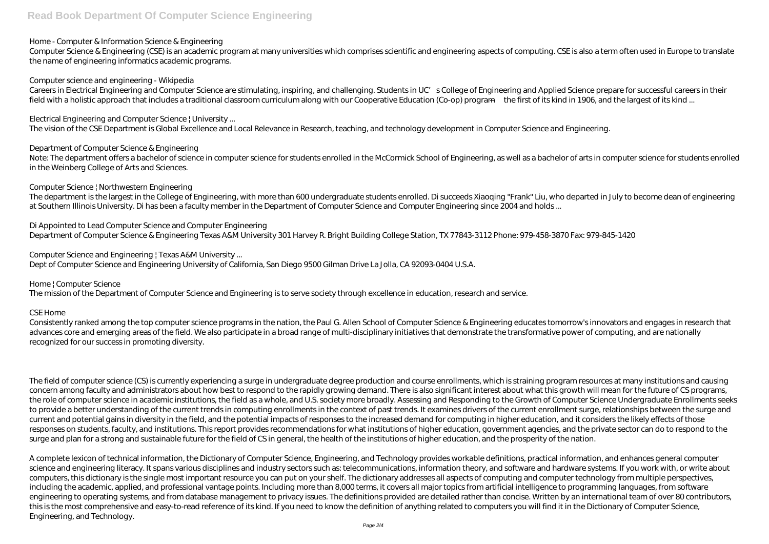*Home - Computer & Information Science & Engineering*

Computer Science & Engineering (CSE) is an academic program at many universities which comprises scientific and engineering aspects of computing. CSE is also a term often used in Europe to translate the name of engineering informatics academic programs.

*Computer science and engineering - Wikipedia*

Careers in Electrical Engineering and Computer Science are stimulating, inspiring, and challenging. Students in UC's College of Engineering and Applied Science prepare for successful careers in their field with a holistic approach that includes a traditional classroom curriculum along with our Cooperative Education (Co-op) program—the first of its kind in 1906, and the largest of its kind ...

*Electrical Engineering and Computer Science | University ...*

The vision of the CSE Department is Global Excellence and Local Relevance in Research, teaching, and technology development in Computer Science and Engineering.

*Department of Computer Science & Engineering*

Note: The department offers a bachelor of science in computer science for students enrolled in the McCormick School of Engineering, as well as a bachelor of arts in computer science for students enrolled in the Weinberg College of Arts and Sciences.

*Computer Science | Northwestern Engineering*

The department is the largest in the College of Engineering, with more than 600 undergraduate students enrolled. Di succeeds Xiaoqing "Frank" Liu, who departed in July to become dean of engineering at Southern Illinois University. Di has been a faculty member in the Department of Computer Science and Computer Engineering since 2004 and holds ...

*Di Appointed to Lead Computer Science and Computer Engineering*

Department of Computer Science & Engineering Texas A&M University 301 Harvey R. Bright Building College Station, TX 77843-3112 Phone: 979-458-3870 Fax: 979-845-1420

*Computer Science and Engineering | Texas A&M University ...*

Dept of Computer Science and Engineering University of California, San Diego 9500 Gilman Drive La Jolla, CA 92093-0404 U.S.A.

*Home | Computer Science*

The mission of the Department of Computer Science and Engineering is to serve society through excellence in education, research and service.

*CSE Home*

Consistently ranked among the top computer science programs in the nation, the Paul G. Allen School of Computer Science & Engineering educates tomorrow's innovators and engages in research that advances core and emerging areas of the field. We also participate in a broad range of multi-disciplinary initiatives that demonstrate the transformative power of computing, and are nationally recognized for our success in promoting diversity.

The field of computer science (CS) is currently experiencing a surge in undergraduate degree production and course enrollments, which is straining program resources at many institutions and causing concern among faculty and administrators about how best to respond to the rapidly growing demand. There is also significant interest about what this growth will mean for the future of CS programs, the role of computer science in academic institutions, the field as a whole, and U.S. society more broadly. Assessing and Responding to the Growth of Computer Science Undergraduate Enrollments seeks to provide a better understanding of the current trends in computing enrollments in the context of past trends. It examines drivers of the current enrollment surge, relationships between the surge and current and potential gains in diversity in the field, and the potential impacts of responses to the increased demand for computing in higher education, and it considers the likely effects of those responses on students, faculty, and institutions. This report provides recommendations for what institutions of higher education, government agencies, and the private sector can do to respond to the surge and plan for a strong and sustainable future for the field of CS in general, the health of the institutions of higher education, and the prosperity of the nation.

A complete lexicon of technical information, the Dictionary of Computer Science, Engineering, and Technology provides workable definitions, practical information, and enhances general computer science and engineering literacy. It spans various disciplines and industry sectors such as: telecommunications, information theory, and software and hardware systems. If you work with, or write about computers, this dictionary is the single most important resource you can put on your shelf. The dictionary addresses all aspects of computing and computer technology from multiple perspectives, including the academic, applied, and professional vantage points. Including more than 8,000 terms, it covers all major topics from artificial intelligence to programming languages, from software engineering to operating systems, and from database management to privacy issues. The definitions provided are detailed rather than concise. Written by an international team of over 80 contributors, this is the most comprehensive and easy-to-read reference of its kind. If you need to know the definition of anything related to computers you will find it in the Dictionary of Computer Science, Engineering, and Technology.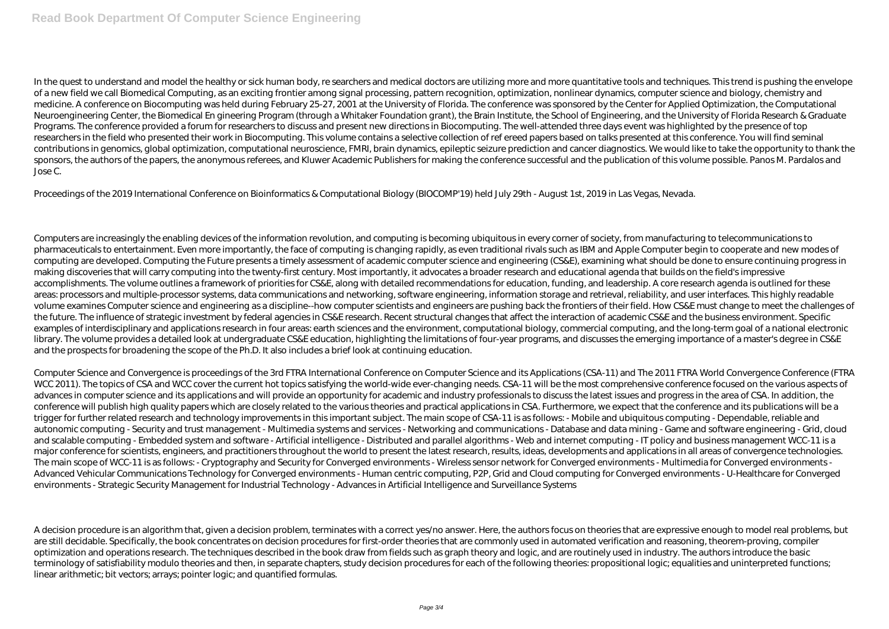In the quest to understand and model the healthy or sick human body, re searchers and medical doctors are utilizing more and more quantitative tools and techniques. This trend is pushing the envelope of a new field we call Biomedical Computing, as an exciting frontier among signal processing, pattern recognition, optimization, nonlinear dynamics, computer science and biology, chemistry and medicine. A conference on Biocomputing was held during February 25-27, 2001 at the University of Florida. The conference was sponsored by the Center for Applied Optimization, the Computational Neuroengineering Center, the Biomedical En gineering Program (through a Whitaker Foundation grant), the Brain Institute, the School of Engineering, and the University of Florida Research & Graduate Programs. The conference provided a forum for researchers to discuss and present new directions in Biocomputing. The well-attended three days event was highlighted by the presence of top researchers in the field who presented their work in Biocomputing. This volume contains a selective collection of ref ereed papers based on talks presented at this conference. You will find seminal contributions in genomics, global optimization, computational neuroscience, FMRI, brain dynamics, epileptic seizure prediction and cancer diagnostics. We would like to take the opportunity to thank the sponsors, the authors of the papers, the anonymous referees, and Kluwer Academic Publishers for making the conference successful and the publication of this volume possible. Panos M. Pardalos and Jose C.

Proceedings of the 2019 International Conference on Bioinformatics & Computational Biology (BIOCOMP'19) held July 29th - August 1st, 2019 in Las Vegas, Nevada.

Computers are increasingly the enabling devices of the information revolution, and computing is becoming ubiquitous in every corner of society, from manufacturing to telecommunications to pharmaceuticals to entertainment. Even more importantly, the face of computing is changing rapidly, as even traditional rivals such as IBM and Apple Computer begin to cooperate and new modes of computing are developed. Computing the Future presents a timely assessment of academic computer science and engineering (CS&E), examining what should be done to ensure continuing progress in making discoveries that will carry computing into the twenty-first century. Most importantly, it advocates a broader research and educational agenda that builds on the field's impressive accomplishments. The volume outlines a framework of priorities for CS&E, along with detailed recommendations for education, funding, and leadership. A core research agenda is outlined for these areas: processors and multiple-processor systems, data communications and networking, software engineering, information storage and retrieval, reliability, and user interfaces. This highly readable volume examines Computer science and engineering as a discipline--how computer scientists and engineers are pushing back the frontiers of their field. How CS&E must change to meet the challenges of the future. The influence of strategic investment by federal agencies in CS&E research. Recent structural changes that affect the interaction of academic CS&E and the business environment. Specific examples of interdisciplinary and applications research in four areas: earth sciences and the environment, computational biology, commercial computing, and the long-term goal of a national electronic library. The volume provides a detailed look at undergraduate CS&E education, highlighting the limitations of four-year programs, and discusses the emerging importance of a master's degree in CS&E and the prospects for broadening the scope of the Ph.D. It also includes a brief look at continuing education.

Computer Science and Convergence is proceedings of the 3rd FTRA International Conference on Computer Science and its Applications (CSA-11) and The 2011 FTRA World Convergence Conference (FTRA WCC 2011). The topics of CSA and WCC cover the current hot topics satisfying the world-wide ever-changing needs. CSA-11 will be the most comprehensive conference focused on the various aspects of advances in computer science and its applications and will provide an opportunity for academic and industry professionals to discuss the latest issues and progress in the area of CSA. In addition, the conference will publish high quality papers which are closely related to the various theories and practical applications in CSA. Furthermore, we expect that the conference and its publications will be a trigger for further related research and technology improvements in this important subject. The main scope of CSA-11 is as follows: - Mobile and ubiquitous computing - Dependable, reliable and autonomic computing - Security and trust management - Multimedia systems and services - Networking and communications - Database and data mining - Game and software engineering - Grid, cloud and scalable computing - Embedded system and software - Artificial intelligence - Distributed and parallel algorithms - Web and internet computing - IT policy and business management WCC-11 is a major conference for scientists, engineers, and practitioners throughout the world to present the latest research, results, ideas, developments and applications in all areas of convergence technologies. The main scope of WCC-11 is as follows: - Cryptography and Security for Converged environments - Wireless sensor network for Converged environments - Multimedia for Converged environments - Advanced Vehicular Communications Technology for Converged environments - Human centric computing, P2P, Grid and Cloud computing for Converged environments - U-Healthcare for Converged environments - Strategic Security Management for Industrial Technology - Advances in Artificial Intelligence and Surveillance Systems

A decision procedure is an algorithm that, given a decision problem, terminates with a correct yes/no answer. Here, the authors focus on theories that are expressive enough to model real problems, but are still decidable. Specifically, the book concentrates on decision procedures for first-order theories that are commonly used in automated verification and reasoning, theorem-proving, compiler optimization and operations research. The techniques described in the book draw from fields such as graph theory and logic, and are routinely used in industry. The authors introduce the basic terminology of satisfiability modulo theories and then, in separate chapters, study decision procedures for each of the following theories: propositional logic; equalities and uninterpreted functions; linear arithmetic; bit vectors; arrays; pointer logic; and quantified formulas.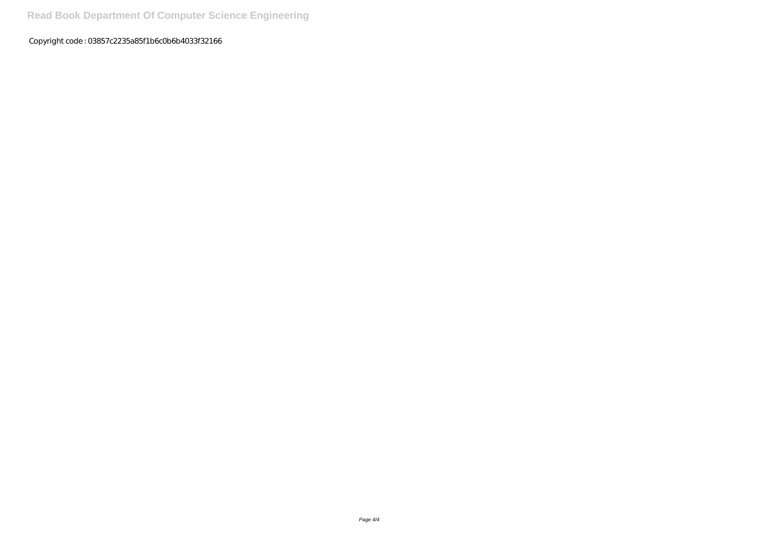Copyright code : 03857c2235a85f1b6c0b6b4033f32166